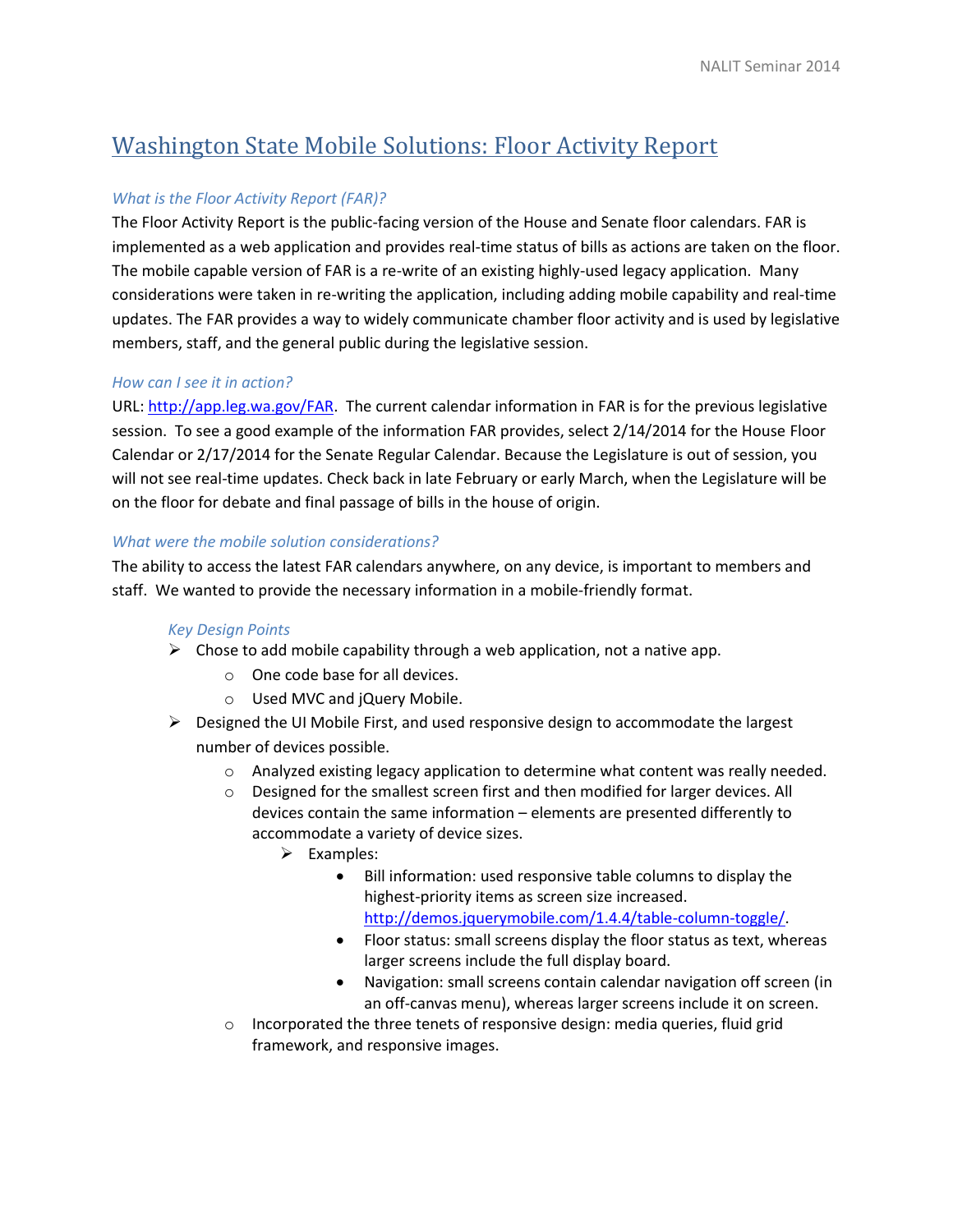# [Washington State Mobile Solutions: Floor Activity Report]

*What is the Floor Activity Report (FAR)?*

The Floor Activity Report is the public-facing version of the House and Senate floor calendars. FAR is implemented as a web application and provides real-time status of bills as actions are taken on the floor. The mobile capable version of FAR is a re-write of an existing highly-used legacy application. Many considerations were taken in re-writing the application, including adding mobile capability and real-time updates. The FAR provides a way to widely communicate chamber floor activity and is used by legislative members, staff, and the general public during the legislative session.

*How can I see it in action?*

URL: [http://app.leg.wa.gov/FAR](http://app.leg.wa.gov/FAR). The current calendar information in FAR is for the previous legislative session. To see a good example of the information FAR provides, select 2/14/2014 for the House Floor Calendar or 2/17/2014 for the Senate Regular Calendar. Because the Legislature is out of session, you will not see real-time updates. Check back in late February or early March, when the Legislature will be on the floor for debate and final passage of bills in the house of origin.

*What were the mobile solution considerations?*

The ability to access the latest FAR calendars anywhere, on any device, is important to members and staff. We wanted to provide the necessary information in a mobile-friendly format.

*Key Design Points*

- Chose to add mobile capability through a web application, not a native app.
  - One code base for all devices.
  - Used MVC and jQuery Mobile.
- Designed the UI Mobile First, and used responsive design to accommodate the largest number of devices possible.
  - Analyzed existing legacy application to determine what content was really needed.
  - Designed for the smallest screen first and then modified for larger devices. All devices contain the same information – elements are presented differently to accommodate a variety of device sizes.
    - Examples:
      - Bill information: used responsive table columns to display the highest-priority items as screen size increased. [http://demos.jquerymobile.com/1.4.4/table-column-toggle/](http://demos.jquerymobile.com/1.4.4/table-column-toggle/).
      - Floor status: small screens display the floor status as text, whereas larger screens include the full display board.
      - Navigation: small screens contain calendar navigation off screen (in an off-canvas menu), whereas larger screens include it on screen.
  - Incorporated the three tenets of responsive design: media queries, fluid grid framework, and responsive images.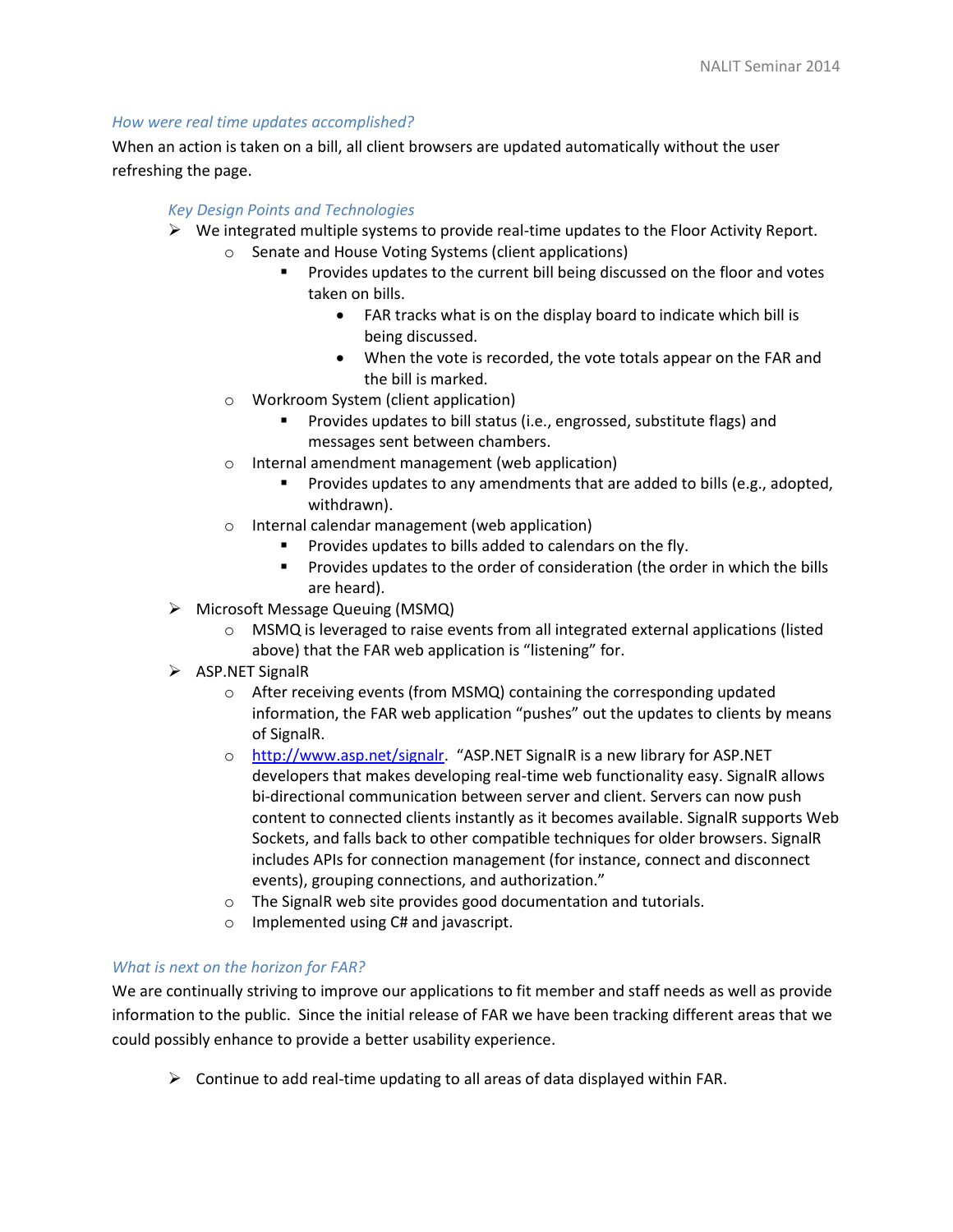*How were real time updates accomplished?*

When an action is taken on a bill, all client browsers are updated automatically without the user refreshing the page.

*Key Design Points and Technologies*

- We integrated multiple systems to provide real-time updates to the Floor Activity Report.
  - Senate and House Voting Systems (client applications)
    - Provides updates to the current bill being discussed on the floor and votes taken on bills.
      - FAR tracks what is on the display board to indicate which bill is being discussed.
      - When the vote is recorded, the vote totals appear on the FAR and the bill is marked.
  - Workroom System (client application)
    - Provides updates to bill status (i.e., engrossed, substitute flags) and messages sent between chambers.
  - Internal amendment management (web application)
    - Provides updates to any amendments that are added to bills (e.g., adopted, withdrawn).
  - Internal calendar management (web application)
    - Provides updates to bills added to calendars on the fly.
    - Provides updates to the order of consideration (the order in which the bills are heard).
- Microsoft Message Queuing (MSMQ)
  - MSMQ is leveraged to raise events from all integrated external applications (listed above) that the FAR web application is "listening" for.
- ASP.NET SignalR
  - After receiving events (from MSMQ) containing the corresponding updated information, the FAR web application "pushes" out the updates to clients by means of SignalR.
  - [http://www.asp.net/signalr](http://www.asp.net/signalr). "ASP.NET SignalR is a new library for ASP.NET developers that makes developing real-time web functionality easy. SignalR allows bi-directional communication between server and client. Servers can now push content to connected clients instantly as it becomes available. SignalR supports Web Sockets, and falls back to other compatible techniques for older browsers. SignalR includes APIs for connection management (for instance, connect and disconnect events), grouping connections, and authorization."
  - The SignalR web site provides good documentation and tutorials.
  - Implemented using C# and javascript.

*What is next on the horizon for FAR?*

We are continually striving to improve our applications to fit member and staff needs as well as provide information to the public. Since the initial release of FAR we have been tracking different areas that we could possibly enhance to provide a better usability experience.

- Continue to add real-time updating to all areas of data displayed within FAR.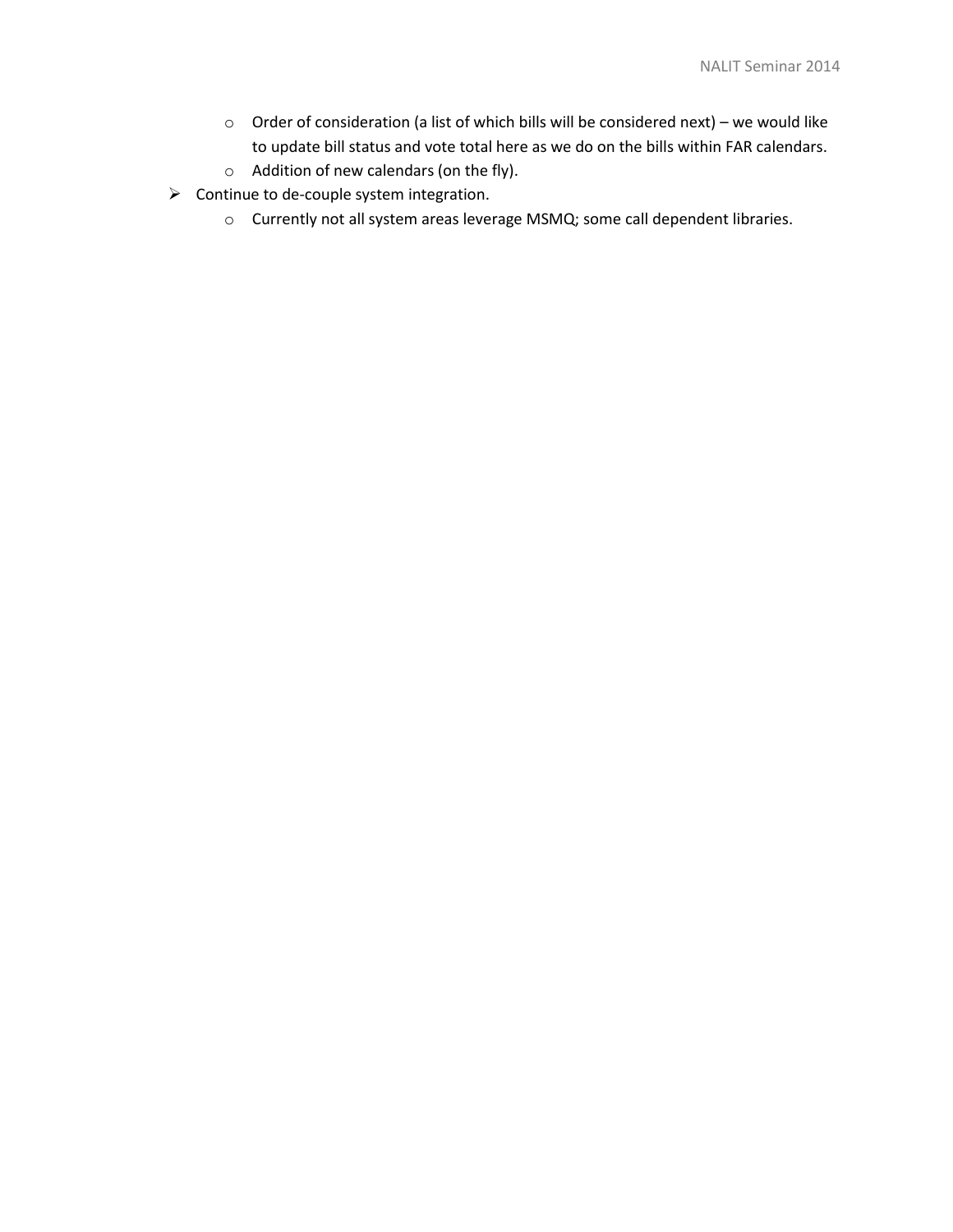- Order of consideration (a list of which bills will be considered next) – we would like to update bill status and vote total here as we do on the bills within FAR calendars.
    - Addition of new calendars (on the fly).
- Continue to de-couple system integration.
    - Currently not all system areas leverage MSMQ; some call dependent libraries.